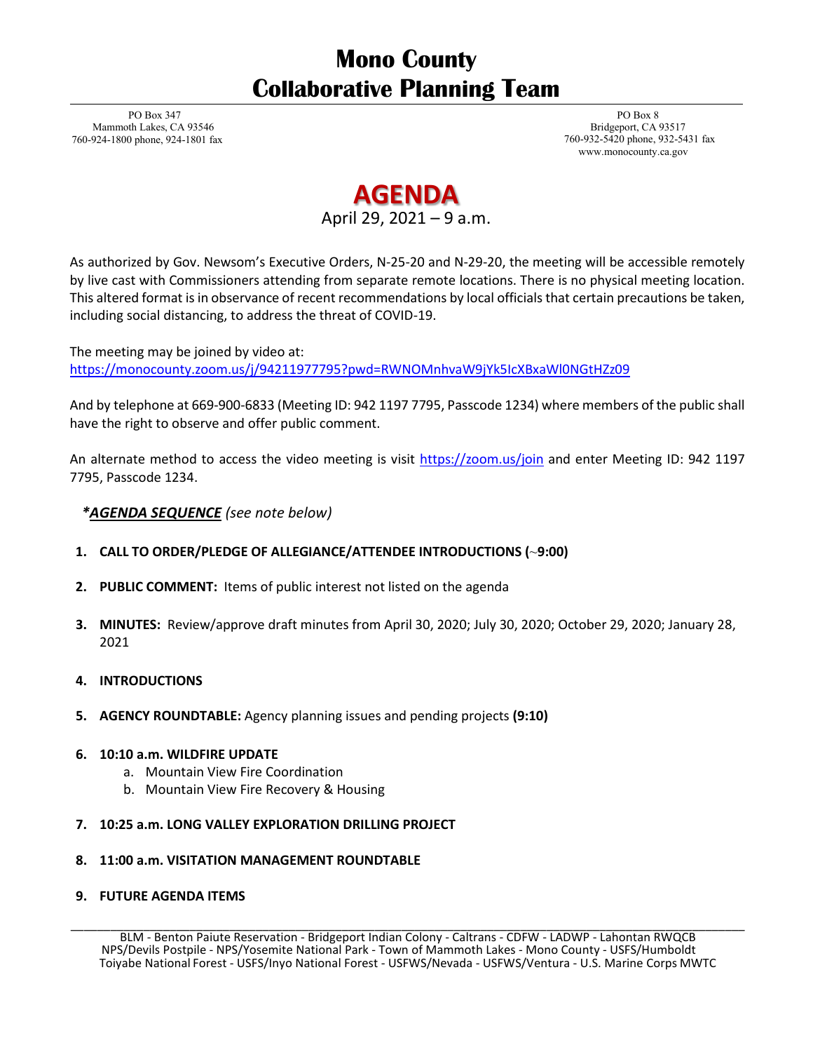# Mono County
# Collaborative Planning Team

PO Box 347
Mammoth Lakes, CA 93546
760-924-1800 phone, 924-1801 fax

PO Box 8
Bridgeport, CA 93517
760-932-5420 phone, 932-5431 fax
www.monocounty.ca.gov

## AGENDA

April 29, 2021 – 9 a.m.

As authorized by Gov. Newsom's Executive Orders, N-25-20 and N-29-20, the meeting will be accessible remotely by live cast with Commissioners attending from separate remote locations. There is no physical meeting location. This altered format is in observance of recent recommendations by local officials that certain precautions be taken, including social distancing, to address the threat of COVID-19.

The meeting may be joined by video at:
https://monocounty.zoom.us/j/94211977795?pwd=RWNOMnhvaW9jYk5IcXBxaWl0NGtHZz09

And by telephone at 669-900-6833 (Meeting ID: 942 1197 7795, Passcode 1234) where members of the public shall have the right to observe and offer public comment.

An alternate method to access the video meeting is visit https://zoom.us/join and enter Meeting ID: 942 1197 7795, Passcode 1234.

***AGENDA SEQUENCE*** *(see note below)*

1. **CALL TO ORDER/PLEDGE OF ALLEGIANCE/ATTENDEE INTRODUCTIONS (~9:00)**
2. **PUBLIC COMMENT:** Items of public interest not listed on the agenda
3. **MINUTES:** Review/approve draft minutes from April 30, 2020; July 30, 2020; October 29, 2020; January 28, 2021
4. **INTRODUCTIONS**
5. **AGENCY ROUNDTABLE:** Agency planning issues and pending projects **(9:10)**
6. **10:10 a.m. WILDFIRE UPDATE**
   a. Mountain View Fire Coordination
   b. Mountain View Fire Recovery & Housing
7. **10:25 a.m. LONG VALLEY EXPLORATION DRILLING PROJECT**
8. **11:00 a.m. VISITATION MANAGEMENT ROUNDTABLE**
9. **FUTURE AGENDA ITEMS**

BLM - Benton Paiute Reservation - Bridgeport Indian Colony - Caltrans - CDFW - LADWP - Lahontan RWQCB NPS/Devils Postpile - NPS/Yosemite National Park - Town of Mammoth Lakes - Mono County - USFS/Humboldt Toiyabe National Forest - USFS/Inyo National Forest - USFWS/Nevada - USFWS/Ventura - U.S. Marine Corps MWTC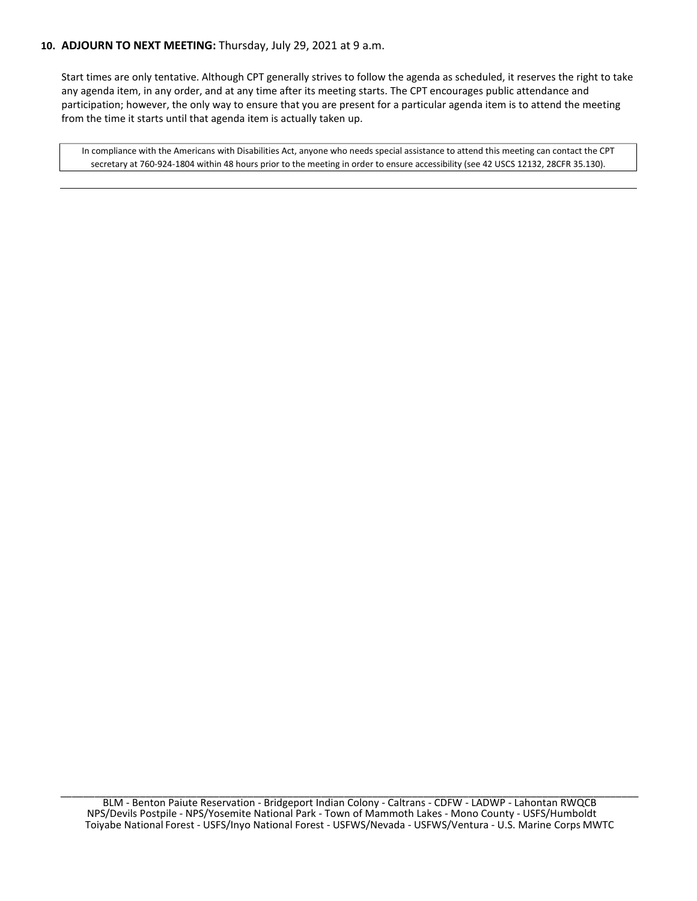**10. ADJOURN TO NEXT MEETING:** Thursday, July 29, 2021 at 9 a.m.

Start times are only tentative. Although CPT generally strives to follow the agenda as scheduled, it reserves the right to take any agenda item, in any order, and at any time after its meeting starts. The CPT encourages public attendance and participation; however, the only way to ensure that you are present for a particular agenda item is to attend the meeting from the time it starts until that agenda item is actually taken up.

In compliance with the Americans with Disabilities Act, anyone who needs special assistance to attend this meeting can contact the CPT secretary at 760-924-1804 within 48 hours prior to the meeting in order to ensure accessibility (see 42 USCS 12132, 28CFR 35.130).

BLM - Benton Paiute Reservation - Bridgeport Indian Colony - Caltrans - CDFW - LADWP - Lahontan RWQCB NPS/Devils Postpile - NPS/Yosemite National Park - Town of Mammoth Lakes - Mono County - USFS/Humboldt Toiyabe National Forest - USFS/Inyo National Forest - USFWS/Nevada - USFWS/Ventura - U.S. Marine Corps MWTC